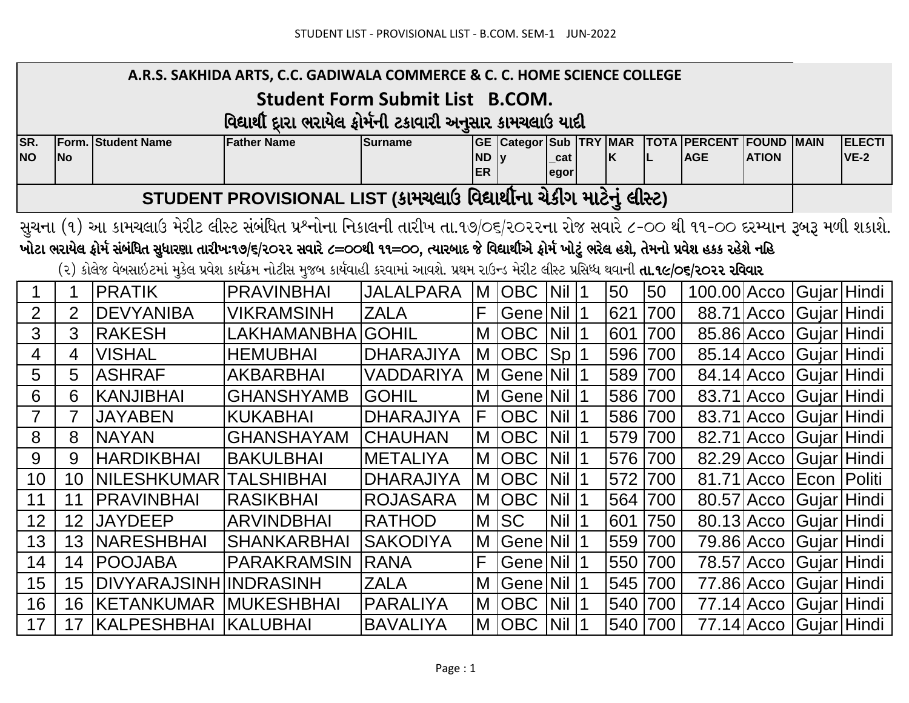A.R.S. SAKHIDA ARTS, C.C. GADIWALA COMMERCE & C. C. HOME SCIENCE COLLEGE

## Student Form Submit List B.COM.

### વિદ્યાર્થી દ્વારા ભરાયેલ ફોર્મની ટકાવારી અનુસાર કામચલાઉ યાદી

**STUDENT PROVISIONAL LIST (કામચલાઉ વિદ્યાર્થીના ચેકીંગ માટેનું લીસ્ટ)**

સુચના (૧) આ કામચલાઉ મેરીટ લીસ્ટ સંબંધિત પ્રશ્નોના નિકાલની તારીખ તા.૧૭/૦૬/૨૦૨૨ના રોજ સવારે ૮-૦૦ થી ૧૧-૦૦ દરમ્યાન રૂબરૂ મળી શકાશે.
**ખોટા ભરાયેલ ફોર્મ સંબંધિત સુધારણા તારીખ:૧૭/૬/૨૦૨૨ સવારે ૮=૦૦થી ૧૧=૦૦, ત્યારબાદ જે વિદ્યાર્થીએ ફોર્મ ખોટું ભરેલ હશે, તેમનો પ્રવેશ હકક રહેશે નહિ**
(૨) કોલેજ વેબસાઇટમાં મુકેલ પ્રવેશ કાર્યક્રમ નોટીસ મુજબ કાર્યવાહી કરવામાં આવશે. પ્રથમ રાઉન્ડ મેરીટ લીસ્ટ પ્રસિધ્ધ થવાની **તા.૧૯/૦૬/૨૦૨૨ રવિવાર**

| SR. NO | Form. No | Student Name | Father Name | Surname | GENDER | Category | Sub_categor | TRY | MARK | TOTAL | PERCENTAGE | FOUNDATION | MAIN | ELECTIVE-2 |
|---|---|---|---|---|---|---|---|---|---|---|---|---|---|---|
| 1 | 1 | PRATIK | PRAVINBHAI | JALALPARA | M | OBC | Nil | 1 | 50 | 50 | 100.00 | Acco | Gujar | Hindi |
| 2 | 2 | DEVYANIBA | VIKRAMSINH | ZALA | F | Gene | Nil | 1 | 621 | 700 | 88.71 | Acco | Gujar | Hindi |
| 3 | 3 | RAKESH | LAKHAMANBHA | GOHIL | M | OBC | Nil | 1 | 601 | 700 | 85.86 | Acco | Gujar | Hindi |
| 4 | 4 | VISHAL | HEMUBHAI | DHARAJIYA | M | OBC | Sp | 1 | 596 | 700 | 85.14 | Acco | Gujar | Hindi |
| 5 | 5 | ASHRAF | AKBARBHAI | VADDARIYA | M | Gene | Nil | 1 | 589 | 700 | 84.14 | Acco | Gujar | Hindi |
| 6 | 6 | KANJIBHAI | GHANSHYAMB | GOHIL | M | Gene | Nil | 1 | 586 | 700 | 83.71 | Acco | Gujar | Hindi |
| 7 | 7 | JAYABEN | KUKABHAI | DHARAJIYA | F | OBC | Nil | 1 | 586 | 700 | 83.71 | Acco | Gujar | Hindi |
| 8 | 8 | NAYAN | GHANSHAYAM | CHAUHAN | M | OBC | Nil | 1 | 579 | 700 | 82.71 | Acco | Gujar | Hindi |
| 9 | 9 | HARDIKBHAI | BAKULBHAI | METALIYA | M | OBC | Nil | 1 | 576 | 700 | 82.29 | Acco | Gujar | Hindi |
| 10 | 10 | NILESHKUMAR | TALSHIBHAI | DHARAJIYA | M | OBC | Nil | 1 | 572 | 700 | 81.71 | Acco | Econ | Politi |
| 11 | 11 | PRAVINBHAI | RASIKBHAI | ROJASARA | M | OBC | Nil | 1 | 564 | 700 | 80.57 | Acco | Gujar | Hindi |
| 12 | 12 | JAYDEEP | ARVINDBHAI | RATHOD | M | SC | Nil | 1 | 601 | 750 | 80.13 | Acco | Gujar | Hindi |
| 13 | 13 | NARESHBHAI | SHANKARBHAI | SAKODIYA | M | Gene | Nil | 1 | 559 | 700 | 79.86 | Acco | Gujar | Hindi |
| 14 | 14 | POOJABA | PARAKRAMSIN | RANA | F | Gene | Nil | 1 | 550 | 700 | 78.57 | Acco | Gujar | Hindi |
| 15 | 15 | DIVYARAJSINH | INDRASINH | ZALA | M | Gene | Nil | 1 | 545 | 700 | 77.86 | Acco | Gujar | Hindi |
| 16 | 16 | KETANKUMAR | MUKESHBHAI | PARALIYA | M | OBC | Nil | 1 | 540 | 700 | 77.14 | Acco | Gujar | Hindi |
| 17 | 17 | KALPESHBHAI | KALUBHAI | BAVALIYA | M | OBC | Nil | 1 | 540 | 700 | 77.14 | Acco | Gujar | Hindi |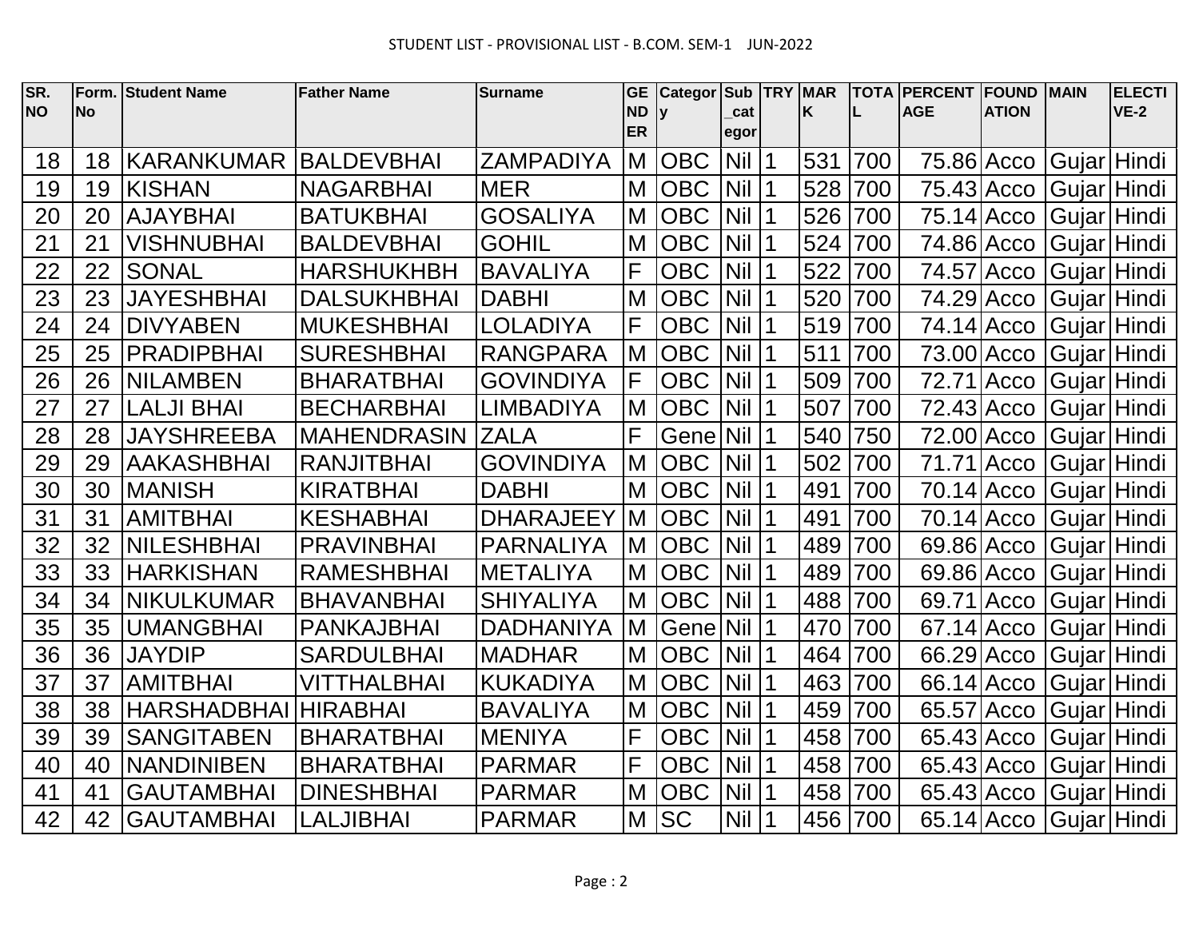STUDENT LIST - PROVISIONAL LIST - B.COM. SEM-1 JUN-2022

| SR. NO | Form. No | Student Name | Father Name | Surname | GENDER | Category | Sub_category | TRY | MARK | TOTAL | PERCENTAGE | FOUNDATION | MAIN | ELECTIVE-2 |
|---|---|---|---|---|---|---|---|---|---|---|---|---|---|---|
| 18 | 18 | KARANKUMAR | BALDEVBHAI | ZAMPADIYA | M | OBC | Nil | 1 | 531 | 700 | 75.86 | Acco | Gujar | Hindi |
| 19 | 19 | KISHAN | NAGARBHAI | MER | M | OBC | Nil | 1 | 528 | 700 | 75.43 | Acco | Gujar | Hindi |
| 20 | 20 | AJAYBHAI | BATUKBHAI | GOSALIYA | M | OBC | Nil | 1 | 526 | 700 | 75.14 | Acco | Gujar | Hindi |
| 21 | 21 | VISHNUBHAI | BALDEVBHAI | GOHIL | M | OBC | Nil | 1 | 524 | 700 | 74.86 | Acco | Gujar | Hindi |
| 22 | 22 | SONAL | HARSHUKHBH | BAVALIYA | F | OBC | Nil | 1 | 522 | 700 | 74.57 | Acco | Gujar | Hindi |
| 23 | 23 | JAYESHBHAI | DALSUKHBHAI | DABHI | M | OBC | Nil | 1 | 520 | 700 | 74.29 | Acco | Gujar | Hindi |
| 24 | 24 | DIVYABEN | MUKESHBHAI | LOLADIYA | F | OBC | Nil | 1 | 519 | 700 | 74.14 | Acco | Gujar | Hindi |
| 25 | 25 | PRADIPBHAI | SURESHBHAI | RANGPARA | M | OBC | Nil | 1 | 511 | 700 | 73.00 | Acco | Gujar | Hindi |
| 26 | 26 | NILAMBEN | BHARATBHAI | GOVINDIYA | F | OBC | Nil | 1 | 509 | 700 | 72.71 | Acco | Gujar | Hindi |
| 27 | 27 | LALJI BHAI | BECHARBHAI | LIMBADIYA | M | OBC | Nil | 1 | 507 | 700 | 72.43 | Acco | Gujar | Hindi |
| 28 | 28 | JAYSHREEBA | MAHENDRASIN | ZALA | F | Gene | Nil | 1 | 540 | 750 | 72.00 | Acco | Gujar | Hindi |
| 29 | 29 | AAKASHBHAI | RANJITBHAI | GOVINDIYA | M | OBC | Nil | 1 | 502 | 700 | 71.71 | Acco | Gujar | Hindi |
| 30 | 30 | MANISH | KIRATBHAI | DABHI | M | OBC | Nil | 1 | 491 | 700 | 70.14 | Acco | Gujar | Hindi |
| 31 | 31 | AMITBHAI | KESHABHAI | DHARAJEEY | M | OBC | Nil | 1 | 491 | 700 | 70.14 | Acco | Gujar | Hindi |
| 32 | 32 | NILESHBHAI | PRAVINBHAI | PARNALIYA | M | OBC | Nil | 1 | 489 | 700 | 69.86 | Acco | Gujar | Hindi |
| 33 | 33 | HARKISHAN | RAMESHBHAI | METALIYA | M | OBC | Nil | 1 | 489 | 700 | 69.86 | Acco | Gujar | Hindi |
| 34 | 34 | NIKULKUMAR | BHAVANBHAI | SHIYALIYA | M | OBC | Nil | 1 | 488 | 700 | 69.71 | Acco | Gujar | Hindi |
| 35 | 35 | UMANGBHAI | PANKAJBHAI | DADHANIYA | M | Gene | Nil | 1 | 470 | 700 | 67.14 | Acco | Gujar | Hindi |
| 36 | 36 | JAYDIP | SARDULBHAI | MADHAR | M | OBC | Nil | 1 | 464 | 700 | 66.29 | Acco | Gujar | Hindi |
| 37 | 37 | AMITBHAI | VITTHALBHAI | KUKADIYA | M | OBC | Nil | 1 | 463 | 700 | 66.14 | Acco | Gujar | Hindi |
| 38 | 38 | HARSHADBHAI | HIRABHAI | BAVALIYA | M | OBC | Nil | 1 | 459 | 700 | 65.57 | Acco | Gujar | Hindi |
| 39 | 39 | SANGITABEN | BHARATBHAI | MENIYA | F | OBC | Nil | 1 | 458 | 700 | 65.43 | Acco | Gujar | Hindi |
| 40 | 40 | NANDINIBEN | BHARATBHAI | PARMAR | F | OBC | Nil | 1 | 458 | 700 | 65.43 | Acco | Gujar | Hindi |
| 41 | 41 | GAUTAMBHAI | DINESHBHAI | PARMAR | M | OBC | Nil | 1 | 458 | 700 | 65.43 | Acco | Gujar | Hindi |
| 42 | 42 | GAUTAMBHAI | LALJIBHAI | PARMAR | M | SC | Nil | 1 | 456 | 700 | 65.14 | Acco | Gujar | Hindi |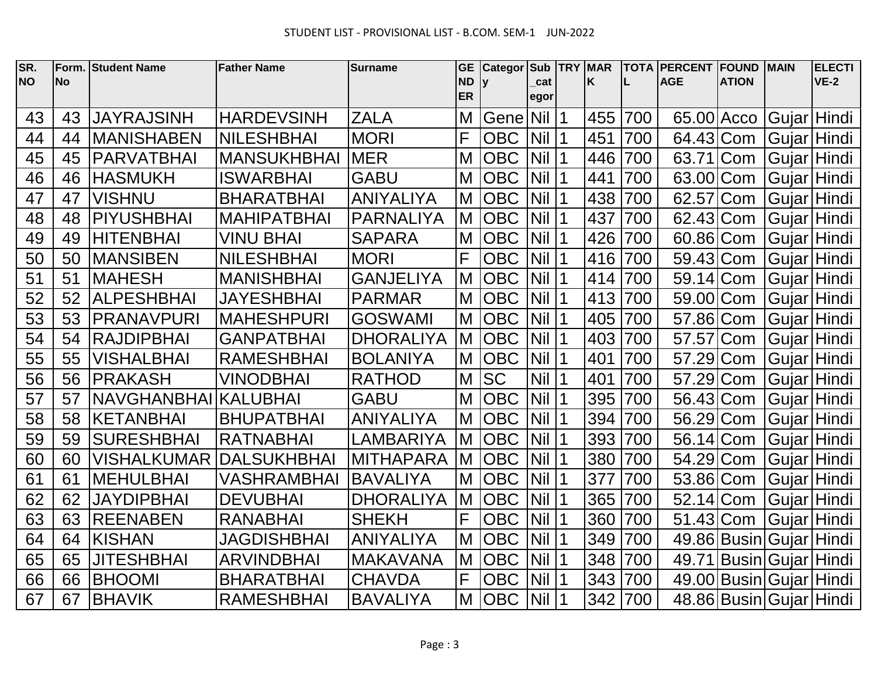STUDENT LIST - PROVISIONAL LIST - B.COM. SEM-1 JUN-2022

| SR. NO | Form. No | Student Name | Father Name | Surname | GENDER | Category | Sub_category | TRY | MARK | TOTAL | PERCENTAGE | FOUNDATION | MAIN | ELECTIVE-2 |
|---|---|---|---|---|---|---|---|---|---|---|---|---|---|---|
| 43 | 43 | JAYRAJSINH | HARDEVSINH | ZALA | M | Gene | Nil | 1 | 455 | 700 | 65.00 | Acco | Gujar | Hindi |
| 44 | 44 | MANISHABEN | NILESHBHAI | MORI | F | OBC | Nil | 1 | 451 | 700 | 64.43 | Com | Gujar | Hindi |
| 45 | 45 | PARVATBHAI | MANSUKHBHAI | MER | M | OBC | Nil | 1 | 446 | 700 | 63.71 | Com | Gujar | Hindi |
| 46 | 46 | HASMUKH | ISWARBHAI | GABU | M | OBC | Nil | 1 | 441 | 700 | 63.00 | Com | Gujar | Hindi |
| 47 | 47 | VISHNU | BHARATBHAI | ANIYALIYA | M | OBC | Nil | 1 | 438 | 700 | 62.57 | Com | Gujar | Hindi |
| 48 | 48 | PIYUSHBHAI | MAHIPATBHAI | PARNALIYA | M | OBC | Nil | 1 | 437 | 700 | 62.43 | Com | Gujar | Hindi |
| 49 | 49 | HITENBHAI | VINU BHAI | SAPARA | M | OBC | Nil | 1 | 426 | 700 | 60.86 | Com | Gujar | Hindi |
| 50 | 50 | MANSIBEN | NILESHBHAI | MORI | F | OBC | Nil | 1 | 416 | 700 | 59.43 | Com | Gujar | Hindi |
| 51 | 51 | MAHESH | MANISHBHAI | GANJELIYA | M | OBC | Nil | 1 | 414 | 700 | 59.14 | Com | Gujar | Hindi |
| 52 | 52 | ALPESHBHAI | JAYESHBHAI | PARMAR | M | OBC | Nil | 1 | 413 | 700 | 59.00 | Com | Gujar | Hindi |
| 53 | 53 | PRANAVPURI | MAHESHPURI | GOSWAMI | M | OBC | Nil | 1 | 405 | 700 | 57.86 | Com | Gujar | Hindi |
| 54 | 54 | RAJDIPBHAI | GANPATBHAI | DHORALIYA | M | OBC | Nil | 1 | 403 | 700 | 57.57 | Com | Gujar | Hindi |
| 55 | 55 | VISHALBHAI | RAMESHBHAI | BOLANIYA | M | OBC | Nil | 1 | 401 | 700 | 57.29 | Com | Gujar | Hindi |
| 56 | 56 | PRAKASH | VINODBHAI | RATHOD | M | SC | Nil | 1 | 401 | 700 | 57.29 | Com | Gujar | Hindi |
| 57 | 57 | NAVGHANBHAI | KALUBHAI | GABU | M | OBC | Nil | 1 | 395 | 700 | 56.43 | Com | Gujar | Hindi |
| 58 | 58 | KETANBHAI | BHUPATBHAI | ANIYALIYA | M | OBC | Nil | 1 | 394 | 700 | 56.29 | Com | Gujar | Hindi |
| 59 | 59 | SURESHBHAI | RATNABHAI | LAMBARIYA | M | OBC | Nil | 1 | 393 | 700 | 56.14 | Com | Gujar | Hindi |
| 60 | 60 | VISHALKUMAR | DALSUKHBHAI | MITHAPARA | M | OBC | Nil | 1 | 380 | 700 | 54.29 | Com | Gujar | Hindi |
| 61 | 61 | MEHULBHAI | VASHRAMBHAI | BAVALIYA | M | OBC | Nil | 1 | 377 | 700 | 53.86 | Com | Gujar | Hindi |
| 62 | 62 | JAYDIPBHAI | DEVUBHAI | DHORALIYA | M | OBC | Nil | 1 | 365 | 700 | 52.14 | Com | Gujar | Hindi |
| 63 | 63 | REENABEN | RANABHAI | SHEKH | F | OBC | Nil | 1 | 360 | 700 | 51.43 | Com | Gujar | Hindi |
| 64 | 64 | KISHAN | JAGDISHBHAI | ANIYALIYA | M | OBC | Nil | 1 | 349 | 700 | 49.86 | Busin | Gujar | Hindi |
| 65 | 65 | JITESHBHAI | ARVINDBHAI | MAKAVANA | M | OBC | Nil | 1 | 348 | 700 | 49.71 | Busin | Gujar | Hindi |
| 66 | 66 | BHOOMI | BHARATBHAI | CHAVDA | F | OBC | Nil | 1 | 343 | 700 | 49.00 | Busin | Gujar | Hindi |
| 67 | 67 | BHAVIK | RAMESHBHAI | BAVALIYA | M | OBC | Nil | 1 | 342 | 700 | 48.86 | Busin | Gujar | Hindi |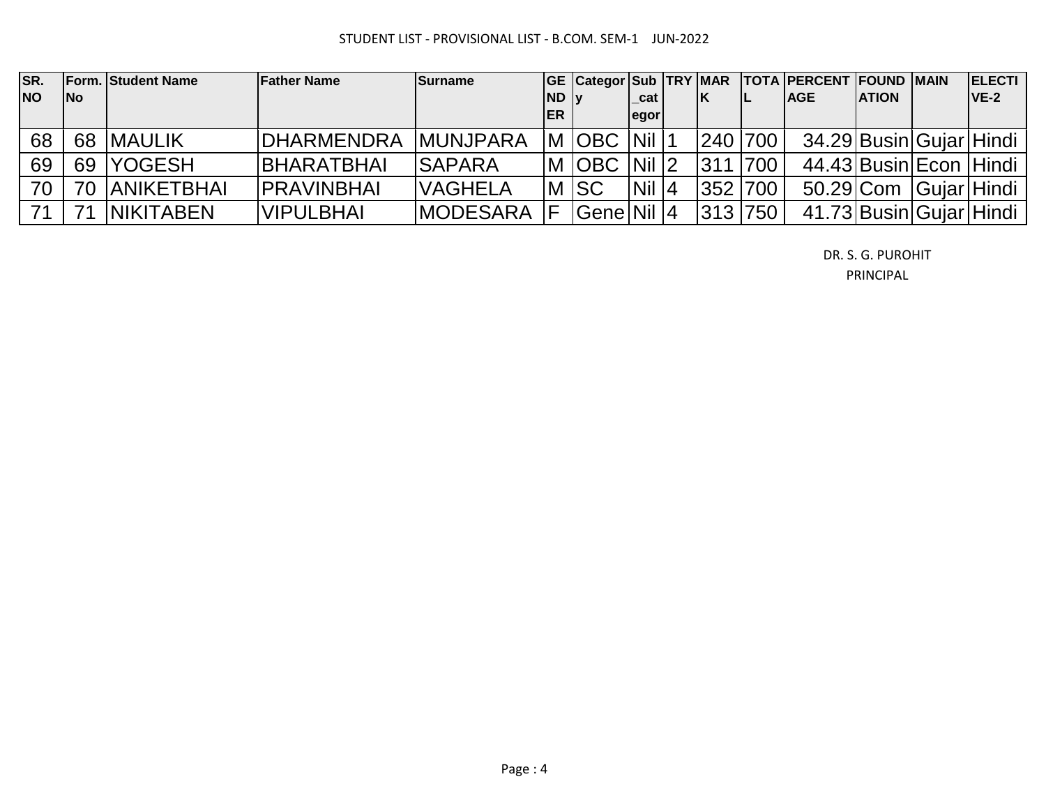STUDENT LIST - PROVISIONAL LIST - B.COM. SEM-1 JUN-2022

| SR. NO | Form. No | Student Name | Father Name | Surname | GENDER | Category | Sub_categor | TRY | MARK | TOTAL | PERCENTAGE | FOUNDATION | MAIN | ELECTIVE-2 |
|---|---|---|---|---|---|---|---|---|---|---|---|---|---|---|
| 68 | 68 | MAULIK | DHARMENDRA | MUNJPARA | M | OBC | Nil | 1 | 240 | 700 | 34.29 | Busin | Gujar | Hindi |
| 69 | 69 | YOGESH | BHARATBHAI | SAPARA | M | OBC | Nil | 2 | 311 | 700 | 44.43 | Busin | Econ | Hindi |
| 70 | 70 | ANIKETBHAI | PRAVINBHAI | VAGHELA | M | SC | Nil | 4 | 352 | 700 | 50.29 | Com | Gujar | Hindi |
| 71 | 71 | NIKITABEN | VIPULBHAI | MODESARA | F | Gene | Nil | 4 | 313 | 750 | 41.73 | Busin | Gujar | Hindi |

DR. S. G. PUROHIT
PRINCIPAL